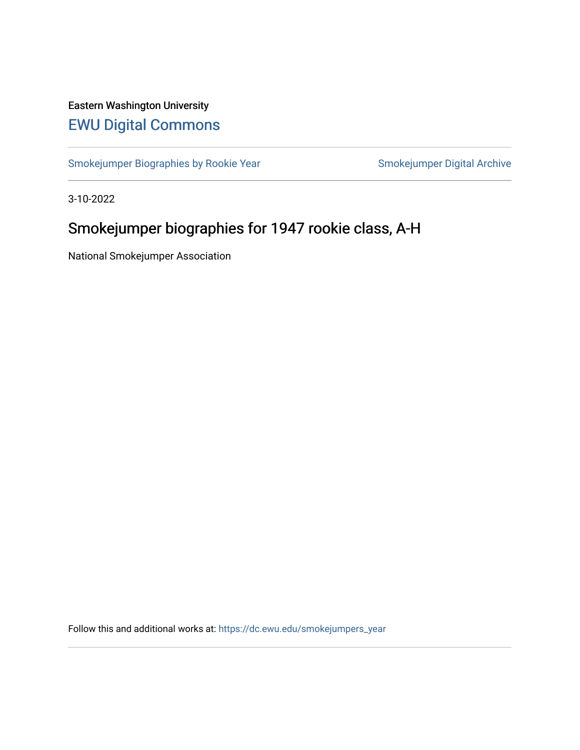Eastern Washington University

# EWU Digital Commons

Smokejumper Biographies by Rookie Year | Smokejumper Digital Archive

3-10-2022

## Smokejumper biographies for 1947 rookie class, A-H

National Smokejumper Association

Follow this and additional works at: https://dc.ewu.edu/smokejumpers_year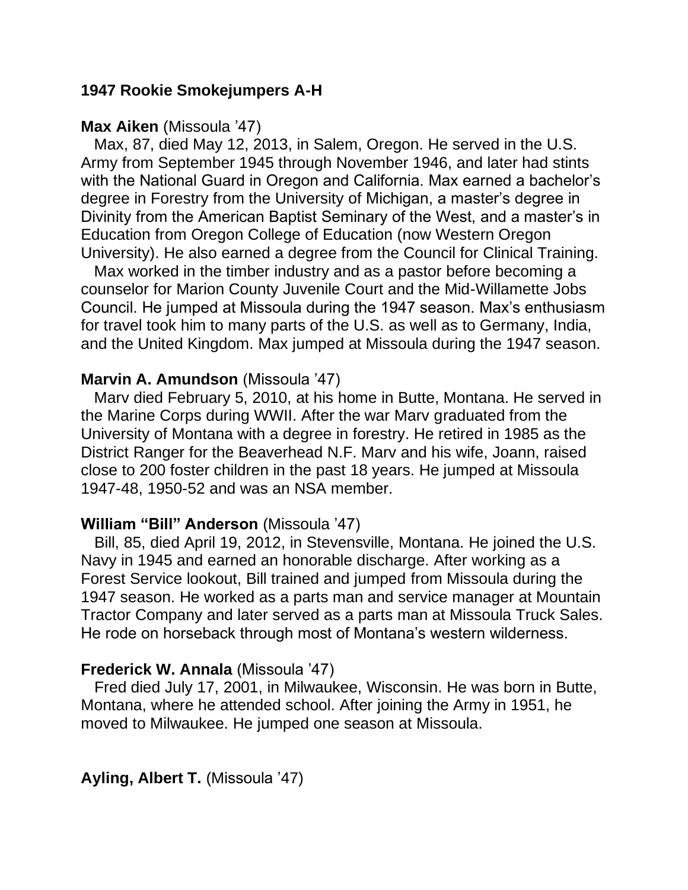**1947 Rookie Smokejumpers A-H**

**Max Aiken** (Missoula '47)

Max, 87, died May 12, 2013, in Salem, Oregon. He served in the U.S. Army from September 1945 through November 1946, and later had stints with the National Guard in Oregon and California. Max earned a bachelor's degree in Forestry from the University of Michigan, a master's degree in Divinity from the American Baptist Seminary of the West, and a master's in Education from Oregon College of Education (now Western Oregon University). He also earned a degree from the Council for Clinical Training.

Max worked in the timber industry and as a pastor before becoming a counselor for Marion County Juvenile Court and the Mid-Willamette Jobs Council. He jumped at Missoula during the 1947 season. Max's enthusiasm for travel took him to many parts of the U.S. as well as to Germany, India, and the United Kingdom. Max jumped at Missoula during the 1947 season.

**Marvin A. Amundson** (Missoula '47)

Marv died February 5, 2010, at his home in Butte, Montana. He served in the Marine Corps during WWII. After the war Marv graduated from the University of Montana with a degree in forestry. He retired in 1985 as the District Ranger for the Beaverhead N.F. Marv and his wife, Joann, raised close to 200 foster children in the past 18 years. He jumped at Missoula 1947-48, 1950-52 and was an NSA member.

**William "Bill" Anderson** (Missoula '47)

Bill, 85, died April 19, 2012, in Stevensville, Montana. He joined the U.S. Navy in 1945 and earned an honorable discharge. After working as a Forest Service lookout, Bill trained and jumped from Missoula during the 1947 season. He worked as a parts man and service manager at Mountain Tractor Company and later served as a parts man at Missoula Truck Sales. He rode on horseback through most of Montana's western wilderness.

**Frederick W. Annala** (Missoula '47)

Fred died July 17, 2001, in Milwaukee, Wisconsin. He was born in Butte, Montana, where he attended school. After joining the Army in 1951, he moved to Milwaukee. He jumped one season at Missoula.

**Ayling, Albert T.** (Missoula '47)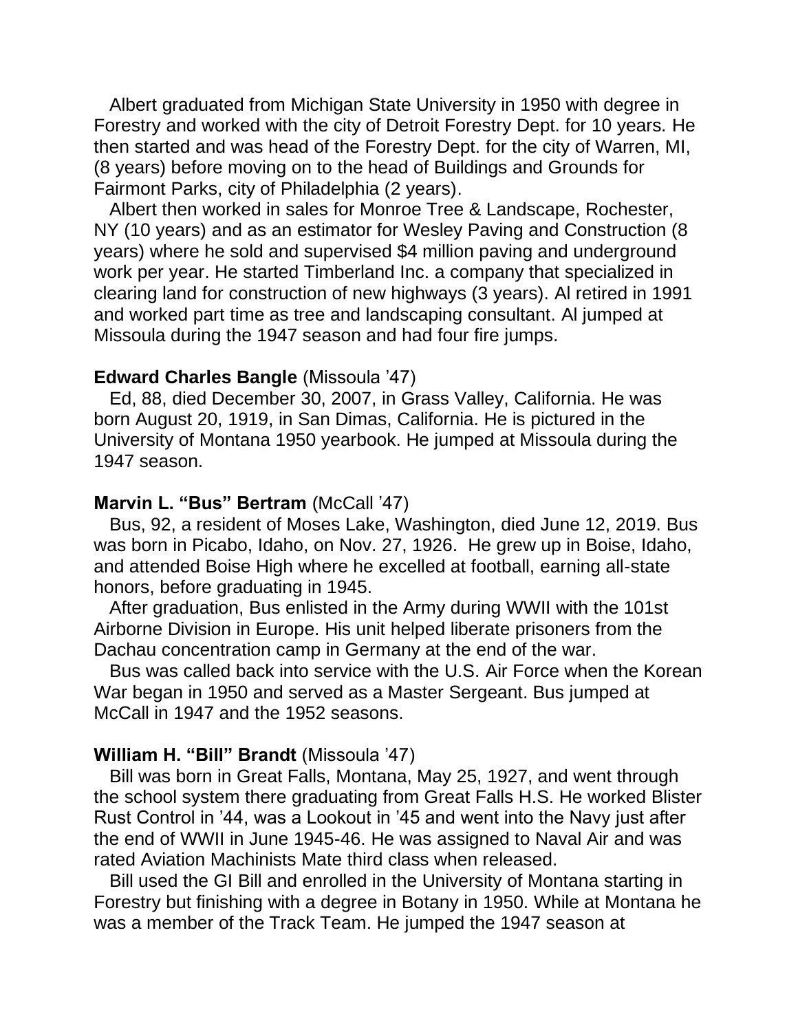Albert graduated from Michigan State University in 1950 with degree in Forestry and worked with the city of Detroit Forestry Dept. for 10 years. He then started and was head of the Forestry Dept. for the city of Warren, MI, (8 years) before moving on to the head of Buildings and Grounds for Fairmont Parks, city of Philadelphia (2 years).

Albert then worked in sales for Monroe Tree & Landscape, Rochester, NY (10 years) and as an estimator for Wesley Paving and Construction (8 years) where he sold and supervised $4 million paving and underground work per year. He started Timberland Inc. a company that specialized in clearing land for construction of new highways (3 years). Al retired in 1991 and worked part time as tree and landscaping consultant. Al jumped at Missoula during the 1947 season and had four fire jumps.

**Edward Charles Bangle** (Missoula '47)

Ed, 88, died December 30, 2007, in Grass Valley, California. He was born August 20, 1919, in San Dimas, California. He is pictured in the University of Montana 1950 yearbook. He jumped at Missoula during the 1947 season.

**Marvin L. "Bus" Bertram** (McCall '47)

Bus, 92, a resident of Moses Lake, Washington, died June 12, 2019. Bus was born in Picabo, Idaho, on Nov. 27, 1926. He grew up in Boise, Idaho, and attended Boise High where he excelled at football, earning all-state honors, before graduating in 1945.

After graduation, Bus enlisted in the Army during WWII with the 101st Airborne Division in Europe. His unit helped liberate prisoners from the Dachau concentration camp in Germany at the end of the war.

Bus was called back into service with the U.S. Air Force when the Korean War began in 1950 and served as a Master Sergeant. Bus jumped at McCall in 1947 and the 1952 seasons.

**William H. "Bill" Brandt** (Missoula '47)

Bill was born in Great Falls, Montana, May 25, 1927, and went through the school system there graduating from Great Falls H.S. He worked Blister Rust Control in '44, was a Lookout in '45 and went into the Navy just after the end of WWII in June 1945-46. He was assigned to Naval Air and was rated Aviation Machinists Mate third class when released.

Bill used the GI Bill and enrolled in the University of Montana starting in Forestry but finishing with a degree in Botany in 1950. While at Montana he was a member of the Track Team. He jumped the 1947 season at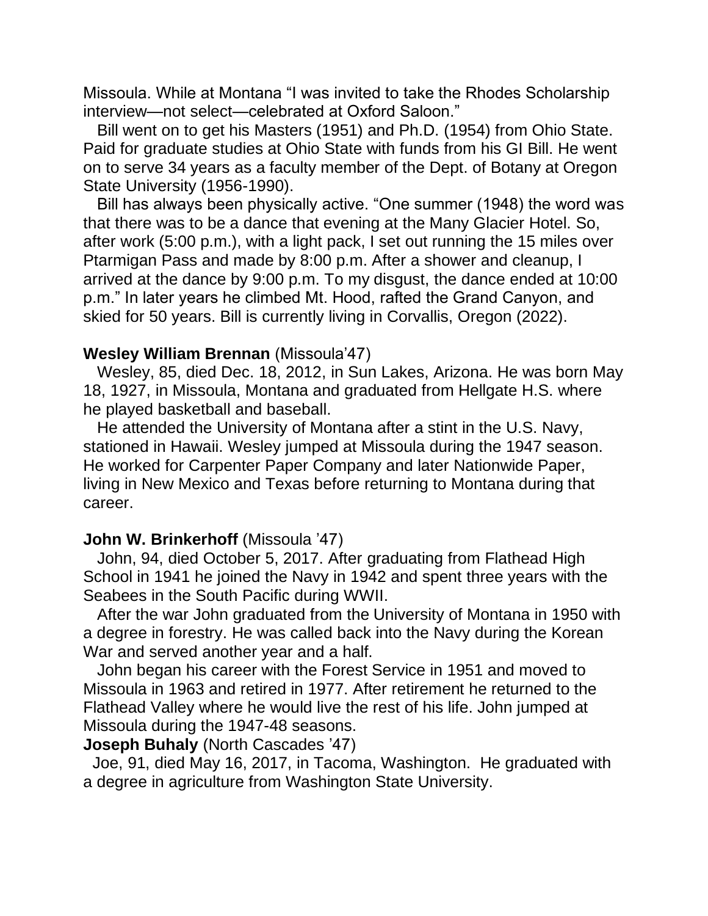Missoula. While at Montana "I was invited to take the Rhodes Scholarship interview—not select—celebrated at Oxford Saloon."

Bill went on to get his Masters (1951) and Ph.D. (1954) from Ohio State. Paid for graduate studies at Ohio State with funds from his GI Bill. He went on to serve 34 years as a faculty member of the Dept. of Botany at Oregon State University (1956-1990).

Bill has always been physically active. "One summer (1948) the word was that there was to be a dance that evening at the Many Glacier Hotel. So, after work (5:00 p.m.), with a light pack, I set out running the 15 miles over Ptarmigan Pass and made by 8:00 p.m. After a shower and cleanup, I arrived at the dance by 9:00 p.m. To my disgust, the dance ended at 10:00 p.m." In later years he climbed Mt. Hood, rafted the Grand Canyon, and skied for 50 years. Bill is currently living in Corvallis, Oregon (2022).

**Wesley William Brennan** (Missoula'47)

Wesley, 85, died Dec. 18, 2012, in Sun Lakes, Arizona. He was born May 18, 1927, in Missoula, Montana and graduated from Hellgate H.S. where he played basketball and baseball.

He attended the University of Montana after a stint in the U.S. Navy, stationed in Hawaii. Wesley jumped at Missoula during the 1947 season. He worked for Carpenter Paper Company and later Nationwide Paper, living in New Mexico and Texas before returning to Montana during that career.

**John W. Brinkerhoff** (Missoula '47)

John, 94, died October 5, 2017. After graduating from Flathead High School in 1941 he joined the Navy in 1942 and spent three years with the Seabees in the South Pacific during WWII.

After the war John graduated from the University of Montana in 1950 with a degree in forestry. He was called back into the Navy during the Korean War and served another year and a half.

John began his career with the Forest Service in 1951 and moved to Missoula in 1963 and retired in 1977. After retirement he returned to the Flathead Valley where he would live the rest of his life. John jumped at Missoula during the 1947-48 seasons.

**Joseph Buhaly** (North Cascades '47)

Joe, 91, died May 16, 2017, in Tacoma, Washington. He graduated with a degree in agriculture from Washington State University.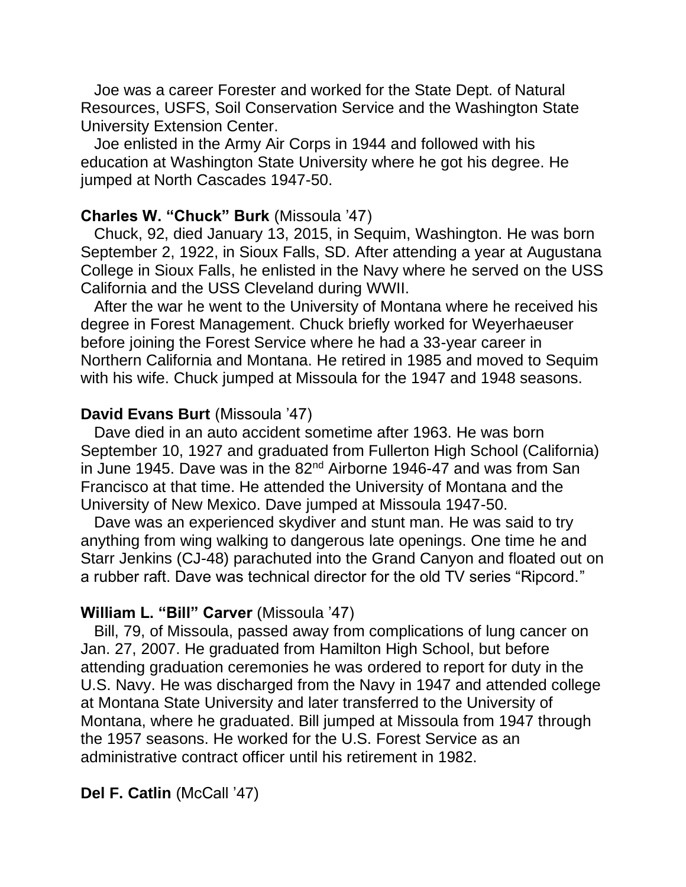Joe was a career Forester and worked for the State Dept. of Natural Resources, USFS, Soil Conservation Service and the Washington State University Extension Center.

Joe enlisted in the Army Air Corps in 1944 and followed with his education at Washington State University where he got his degree. He jumped at North Cascades 1947-50.

**Charles W. "Chuck" Burk** (Missoula '47)

Chuck, 92, died January 13, 2015, in Sequim, Washington. He was born September 2, 1922, in Sioux Falls, SD. After attending a year at Augustana College in Sioux Falls, he enlisted in the Navy where he served on the USS California and the USS Cleveland during WWII.

After the war he went to the University of Montana where he received his degree in Forest Management. Chuck briefly worked for Weyerhaeuser before joining the Forest Service where he had a 33-year career in Northern California and Montana. He retired in 1985 and moved to Sequim with his wife. Chuck jumped at Missoula for the 1947 and 1948 seasons.

**David Evans Burt** (Missoula '47)

Dave died in an auto accident sometime after 1963. He was born September 10, 1927 and graduated from Fullerton High School (California) in June 1945. Dave was in the 82nd Airborne 1946-47 and was from San Francisco at that time. He attended the University of Montana and the University of New Mexico. Dave jumped at Missoula 1947-50.

Dave was an experienced skydiver and stunt man. He was said to try anything from wing walking to dangerous late openings. One time he and Starr Jenkins (CJ-48) parachuted into the Grand Canyon and floated out on a rubber raft. Dave was technical director for the old TV series "Ripcord."

**William L. "Bill" Carver** (Missoula '47)

Bill, 79, of Missoula, passed away from complications of lung cancer on Jan. 27, 2007. He graduated from Hamilton High School, but before attending graduation ceremonies he was ordered to report for duty in the U.S. Navy. He was discharged from the Navy in 1947 and attended college at Montana State University and later transferred to the University of Montana, where he graduated. Bill jumped at Missoula from 1947 through the 1957 seasons. He worked for the U.S. Forest Service as an administrative contract officer until his retirement in 1982.

**Del F. Catlin** (McCall '47)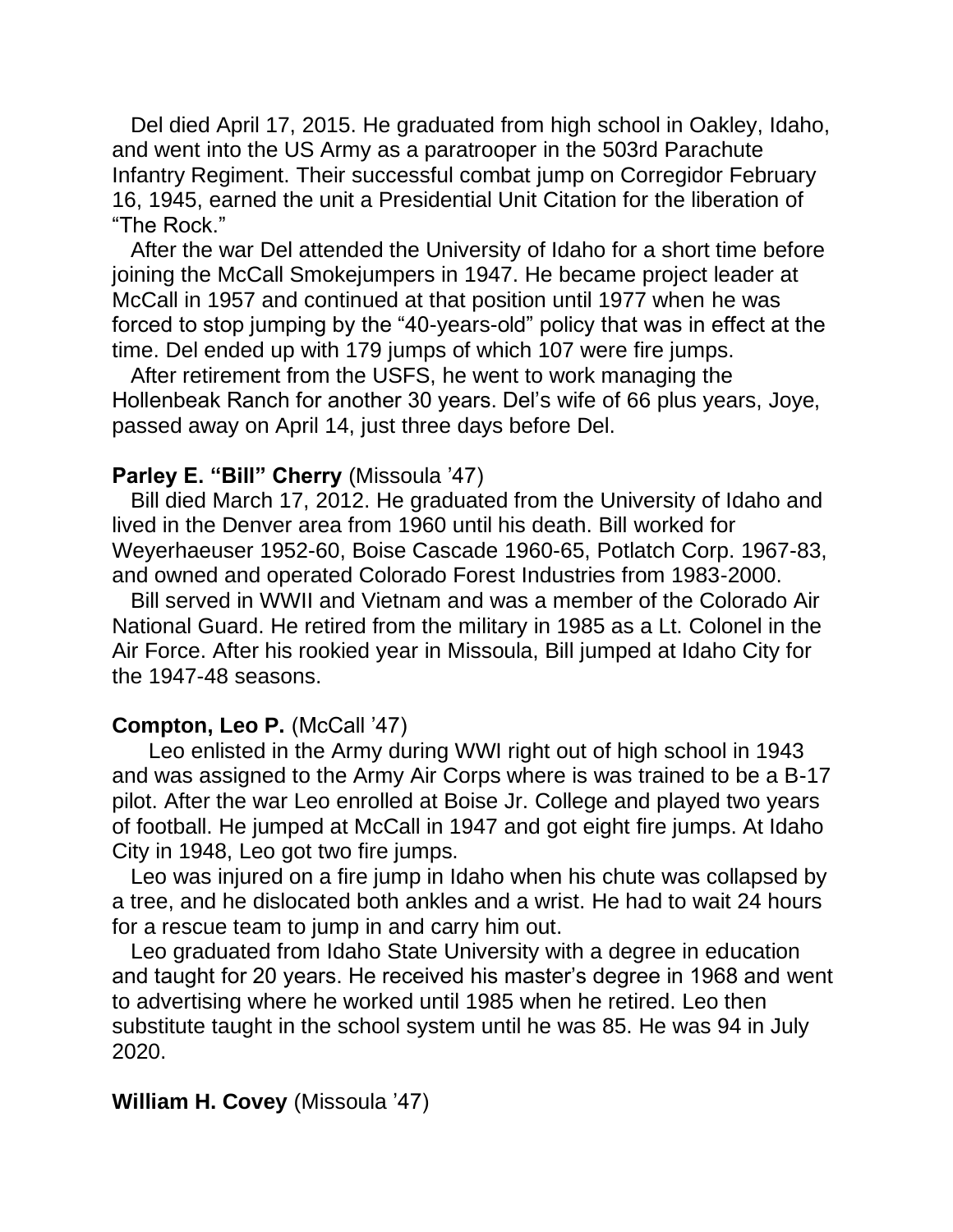Del died April 17, 2015. He graduated from high school in Oakley, Idaho, and went into the US Army as a paratrooper in the 503rd Parachute Infantry Regiment. Their successful combat jump on Corregidor February 16, 1945, earned the unit a Presidential Unit Citation for the liberation of "The Rock."

After the war Del attended the University of Idaho for a short time before joining the McCall Smokejumpers in 1947. He became project leader at McCall in 1957 and continued at that position until 1977 when he was forced to stop jumping by the "40-years-old" policy that was in effect at the time. Del ended up with 179 jumps of which 107 were fire jumps.

After retirement from the USFS, he went to work managing the Hollenbeak Ranch for another 30 years. Del's wife of 66 plus years, Joye, passed away on April 14, just three days before Del.

**Parley E. "Bill" Cherry** (Missoula '47)

Bill died March 17, 2012. He graduated from the University of Idaho and lived in the Denver area from 1960 until his death. Bill worked for Weyerhaeuser 1952-60, Boise Cascade 1960-65, Potlatch Corp. 1967-83, and owned and operated Colorado Forest Industries from 1983-2000.

Bill served in WWII and Vietnam and was a member of the Colorado Air National Guard. He retired from the military in 1985 as a Lt. Colonel in the Air Force. After his rookied year in Missoula, Bill jumped at Idaho City for the 1947-48 seasons.

**Compton, Leo P.** (McCall '47)

Leo enlisted in the Army during WWI right out of high school in 1943 and was assigned to the Army Air Corps where is was trained to be a B-17 pilot. After the war Leo enrolled at Boise Jr. College and played two years of football. He jumped at McCall in 1947 and got eight fire jumps. At Idaho City in 1948, Leo got two fire jumps.

Leo was injured on a fire jump in Idaho when his chute was collapsed by a tree, and he dislocated both ankles and a wrist. He had to wait 24 hours for a rescue team to jump in and carry him out.

Leo graduated from Idaho State University with a degree in education and taught for 20 years. He received his master's degree in 1968 and went to advertising where he worked until 1985 when he retired. Leo then substitute taught in the school system until he was 85. He was 94 in July 2020.

**William H. Covey** (Missoula '47)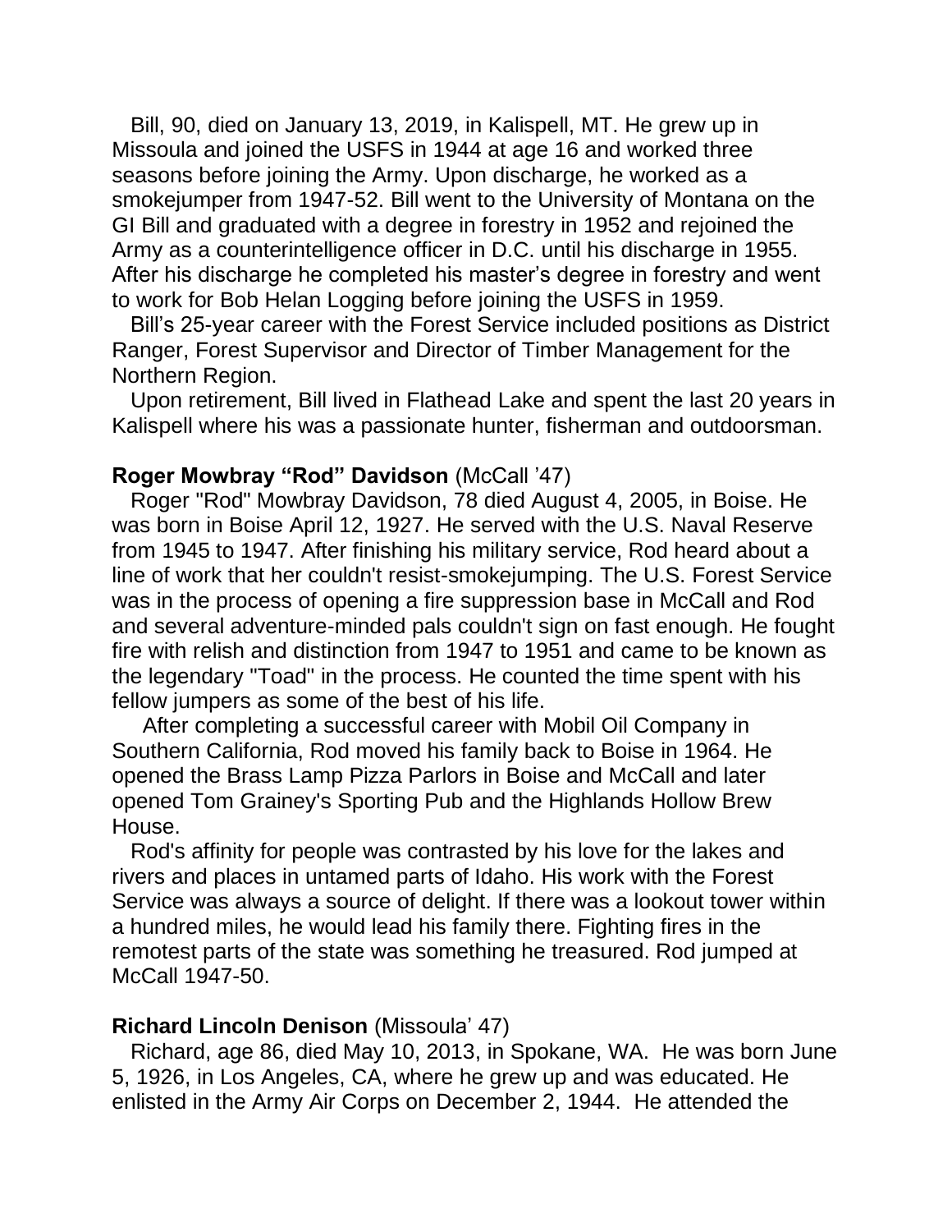Bill, 90, died on January 13, 2019, in Kalispell, MT. He grew up in Missoula and joined the USFS in 1944 at age 16 and worked three seasons before joining the Army. Upon discharge, he worked as a smokejumper from 1947-52. Bill went to the University of Montana on the GI Bill and graduated with a degree in forestry in 1952 and rejoined the Army as a counterintelligence officer in D.C. until his discharge in 1955. After his discharge he completed his master's degree in forestry and went to work for Bob Helan Logging before joining the USFS in 1959.

Bill's 25-year career with the Forest Service included positions as District Ranger, Forest Supervisor and Director of Timber Management for the Northern Region.

Upon retirement, Bill lived in Flathead Lake and spent the last 20 years in Kalispell where his was a passionate hunter, fisherman and outdoorsman.

**Roger Mowbray "Rod" Davidson** (McCall '47)

Roger "Rod" Mowbray Davidson, 78 died August 4, 2005, in Boise. He was born in Boise April 12, 1927. He served with the U.S. Naval Reserve from 1945 to 1947. After finishing his military service, Rod heard about a line of work that her couldn't resist-smokejumping. The U.S. Forest Service was in the process of opening a fire suppression base in McCall and Rod and several adventure-minded pals couldn't sign on fast enough. He fought fire with relish and distinction from 1947 to 1951 and came to be known as the legendary "Toad" in the process. He counted the time spent with his fellow jumpers as some of the best of his life.

After completing a successful career with Mobil Oil Company in Southern California, Rod moved his family back to Boise in 1964. He opened the Brass Lamp Pizza Parlors in Boise and McCall and later opened Tom Grainey's Sporting Pub and the Highlands Hollow Brew House.

Rod's affinity for people was contrasted by his love for the lakes and rivers and places in untamed parts of Idaho. His work with the Forest Service was always a source of delight. If there was a lookout tower within a hundred miles, he would lead his family there. Fighting fires in the remotest parts of the state was something he treasured. Rod jumped at McCall 1947-50.

**Richard Lincoln Denison** (Missoula' 47)

Richard, age 86, died May 10, 2013, in Spokane, WA. He was born June 5, 1926, in Los Angeles, CA, where he grew up and was educated. He enlisted in the Army Air Corps on December 2, 1944. He attended the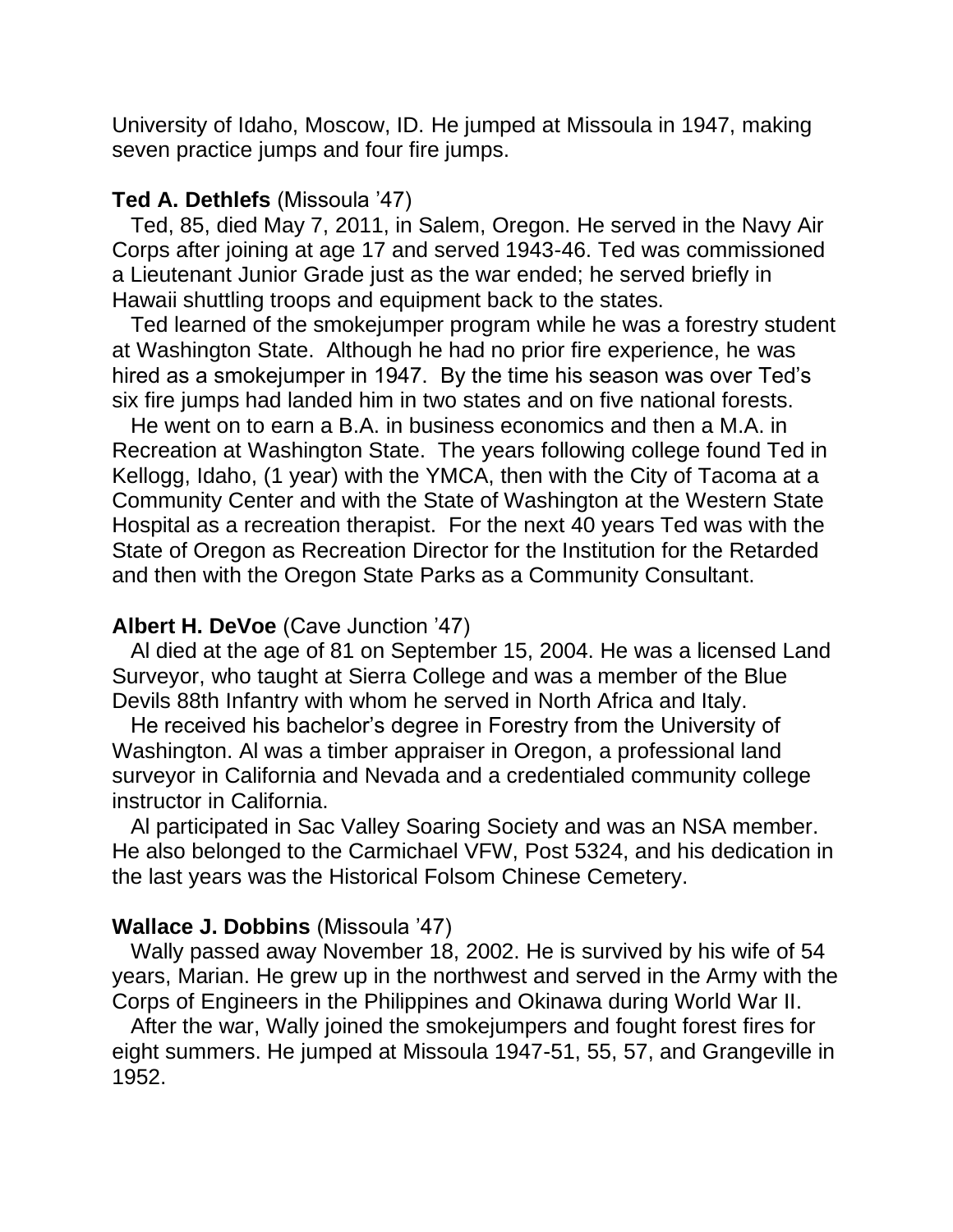University of Idaho, Moscow, ID. He jumped at Missoula in 1947, making seven practice jumps and four fire jumps.

**Ted A. Dethlefs** (Missoula '47)

Ted, 85, died May 7, 2011, in Salem, Oregon. He served in the Navy Air Corps after joining at age 17 and served 1943-46. Ted was commissioned a Lieutenant Junior Grade just as the war ended; he served briefly in Hawaii shuttling troops and equipment back to the states.

Ted learned of the smokejumper program while he was a forestry student at Washington State. Although he had no prior fire experience, he was hired as a smokejumper in 1947. By the time his season was over Ted's six fire jumps had landed him in two states and on five national forests.

He went on to earn a B.A. in business economics and then a M.A. in Recreation at Washington State. The years following college found Ted in Kellogg, Idaho, (1 year) with the YMCA, then with the City of Tacoma at a Community Center and with the State of Washington at the Western State Hospital as a recreation therapist. For the next 40 years Ted was with the State of Oregon as Recreation Director for the Institution for the Retarded and then with the Oregon State Parks as a Community Consultant.

**Albert H. DeVoe** (Cave Junction '47)

Al died at the age of 81 on September 15, 2004. He was a licensed Land Surveyor, who taught at Sierra College and was a member of the Blue Devils 88th Infantry with whom he served in North Africa and Italy.

He received his bachelor's degree in Forestry from the University of Washington. Al was a timber appraiser in Oregon, a professional land surveyor in California and Nevada and a credentialed community college instructor in California.

Al participated in Sac Valley Soaring Society and was an NSA member. He also belonged to the Carmichael VFW, Post 5324, and his dedication in the last years was the Historical Folsom Chinese Cemetery.

**Wallace J. Dobbins** (Missoula '47)

Wally passed away November 18, 2002. He is survived by his wife of 54 years, Marian. He grew up in the northwest and served in the Army with the Corps of Engineers in the Philippines and Okinawa during World War II.

After the war, Wally joined the smokejumpers and fought forest fires for eight summers. He jumped at Missoula 1947-51, 55, 57, and Grangeville in 1952.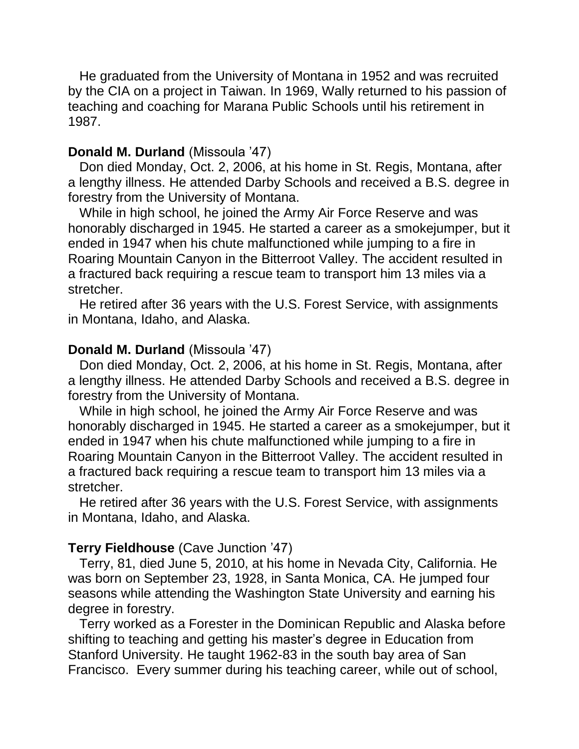He graduated from the University of Montana in 1952 and was recruited by the CIA on a project in Taiwan. In 1969, Wally returned to his passion of teaching and coaching for Marana Public Schools until his retirement in 1987.

**Donald M. Durland** (Missoula '47)

Don died Monday, Oct. 2, 2006, at his home in St. Regis, Montana, after a lengthy illness. He attended Darby Schools and received a B.S. degree in forestry from the University of Montana.

While in high school, he joined the Army Air Force Reserve and was honorably discharged in 1945. He started a career as a smokejumper, but it ended in 1947 when his chute malfunctioned while jumping to a fire in Roaring Mountain Canyon in the Bitterroot Valley. The accident resulted in a fractured back requiring a rescue team to transport him 13 miles via a stretcher.

He retired after 36 years with the U.S. Forest Service, with assignments in Montana, Idaho, and Alaska.

**Donald M. Durland** (Missoula '47)

Don died Monday, Oct. 2, 2006, at his home in St. Regis, Montana, after a lengthy illness. He attended Darby Schools and received a B.S. degree in forestry from the University of Montana.

While in high school, he joined the Army Air Force Reserve and was honorably discharged in 1945. He started a career as a smokejumper, but it ended in 1947 when his chute malfunctioned while jumping to a fire in Roaring Mountain Canyon in the Bitterroot Valley. The accident resulted in a fractured back requiring a rescue team to transport him 13 miles via a stretcher.

He retired after 36 years with the U.S. Forest Service, with assignments in Montana, Idaho, and Alaska.

**Terry Fieldhouse** (Cave Junction '47)

Terry, 81, died June 5, 2010, at his home in Nevada City, California. He was born on September 23, 1928, in Santa Monica, CA. He jumped four seasons while attending the Washington State University and earning his degree in forestry.

Terry worked as a Forester in the Dominican Republic and Alaska before shifting to teaching and getting his master's degree in Education from Stanford University. He taught 1962-83 in the south bay area of San Francisco. Every summer during his teaching career, while out of school,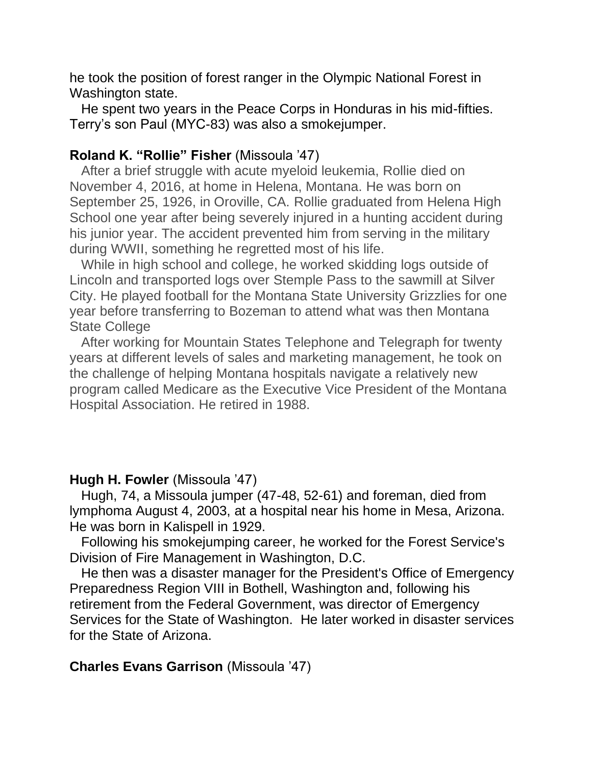he took the position of forest ranger in the Olympic National Forest in Washington state.

He spent two years in the Peace Corps in Honduras in his mid-fifties. Terry's son Paul (MYC-83) was also a smokejumper.

**Roland K. "Rollie" Fisher** (Missoula '47)

After a brief struggle with acute myeloid leukemia, Rollie died on November 4, 2016, at home in Helena, Montana. He was born on September 25, 1926, in Oroville, CA. Rollie graduated from Helena High School one year after being severely injured in a hunting accident during his junior year. The accident prevented him from serving in the military during WWII, something he regretted most of his life.

While in high school and college, he worked skidding logs outside of Lincoln and transported logs over Stemple Pass to the sawmill at Silver City. He played football for the Montana State University Grizzlies for one year before transferring to Bozeman to attend what was then Montana State College

After working for Mountain States Telephone and Telegraph for twenty years at different levels of sales and marketing management, he took on the challenge of helping Montana hospitals navigate a relatively new program called Medicare as the Executive Vice President of the Montana Hospital Association. He retired in 1988.

**Hugh H. Fowler** (Missoula '47)

Hugh, 74, a Missoula jumper (47-48, 52-61) and foreman, died from lymphoma August 4, 2003, at a hospital near his home in Mesa, Arizona. He was born in Kalispell in 1929.

Following his smokejumping career, he worked for the Forest Service's Division of Fire Management in Washington, D.C.

He then was a disaster manager for the President's Office of Emergency Preparedness Region VIII in Bothell, Washington and, following his retirement from the Federal Government, was director of Emergency Services for the State of Washington. He later worked in disaster services for the State of Arizona.

**Charles Evans Garrison** (Missoula '47)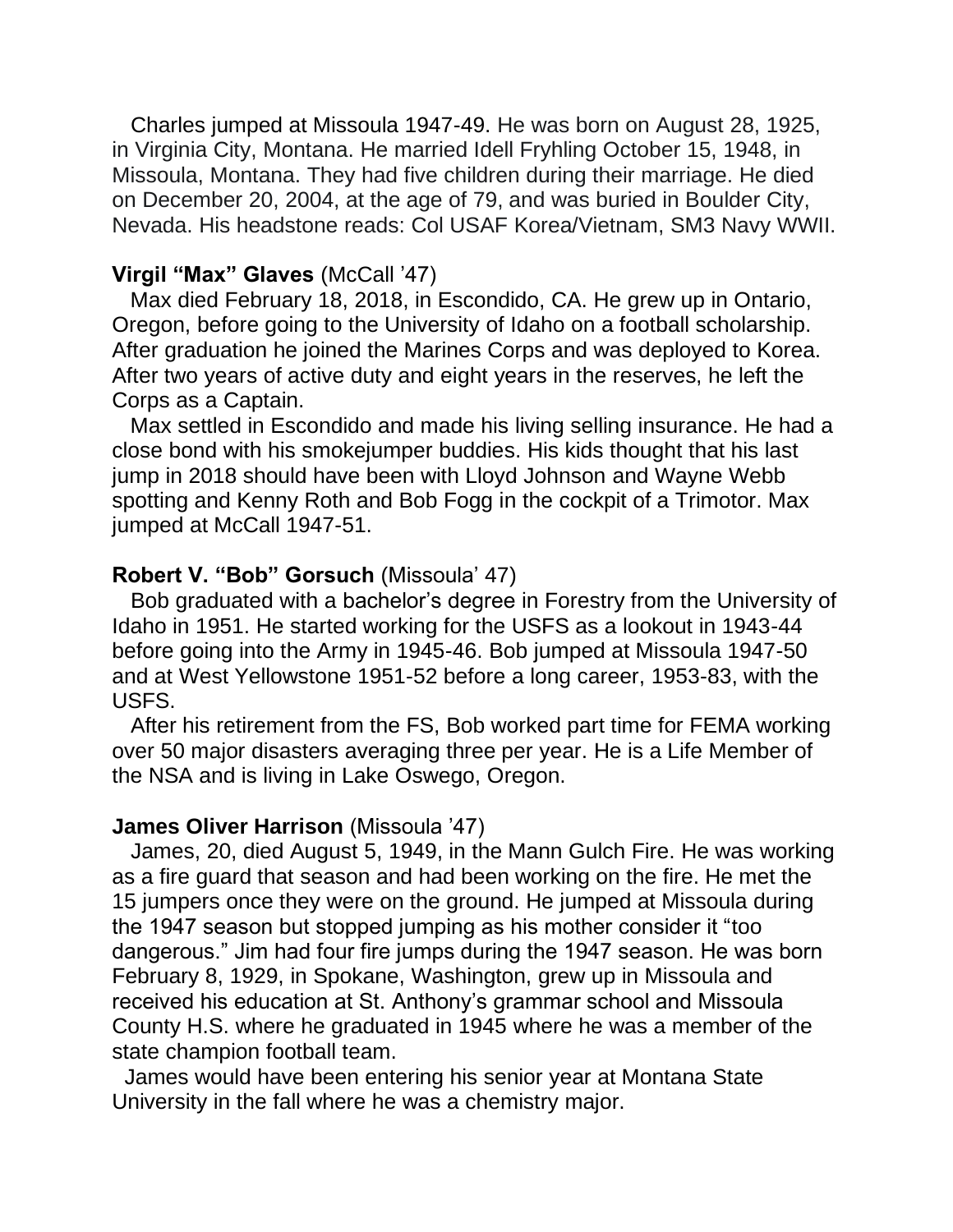Charles jumped at Missoula 1947-49. He was born on August 28, 1925, in Virginia City, Montana. He married Idell Fryhling October 15, 1948, in Missoula, Montana. They had five children during their marriage. He died on December 20, 2004, at the age of 79, and was buried in Boulder City, Nevada. His headstone reads: Col USAF Korea/Vietnam, SM3 Navy WWII.

**Virgil "Max" Glaves** (McCall '47)

Max died February 18, 2018, in Escondido, CA. He grew up in Ontario, Oregon, before going to the University of Idaho on a football scholarship. After graduation he joined the Marines Corps and was deployed to Korea. After two years of active duty and eight years in the reserves, he left the Corps as a Captain.

Max settled in Escondido and made his living selling insurance. He had a close bond with his smokejumper buddies. His kids thought that his last jump in 2018 should have been with Lloyd Johnson and Wayne Webb spotting and Kenny Roth and Bob Fogg in the cockpit of a Trimotor. Max jumped at McCall 1947-51.

**Robert V. "Bob" Gorsuch** (Missoula' 47)

Bob graduated with a bachelor's degree in Forestry from the University of Idaho in 1951. He started working for the USFS as a lookout in 1943-44 before going into the Army in 1945-46. Bob jumped at Missoula 1947-50 and at West Yellowstone 1951-52 before a long career, 1953-83, with the USFS.

After his retirement from the FS, Bob worked part time for FEMA working over 50 major disasters averaging three per year. He is a Life Member of the NSA and is living in Lake Oswego, Oregon.

**James Oliver Harrison** (Missoula '47)

James, 20, died August 5, 1949, in the Mann Gulch Fire. He was working as a fire guard that season and had been working on the fire. He met the 15 jumpers once they were on the ground. He jumped at Missoula during the 1947 season but stopped jumping as his mother consider it "too dangerous." Jim had four fire jumps during the 1947 season. He was born February 8, 1929, in Spokane, Washington, grew up in Missoula and received his education at St. Anthony's grammar school and Missoula County H.S. where he graduated in 1945 where he was a member of the state champion football team.

James would have been entering his senior year at Montana State University in the fall where he was a chemistry major.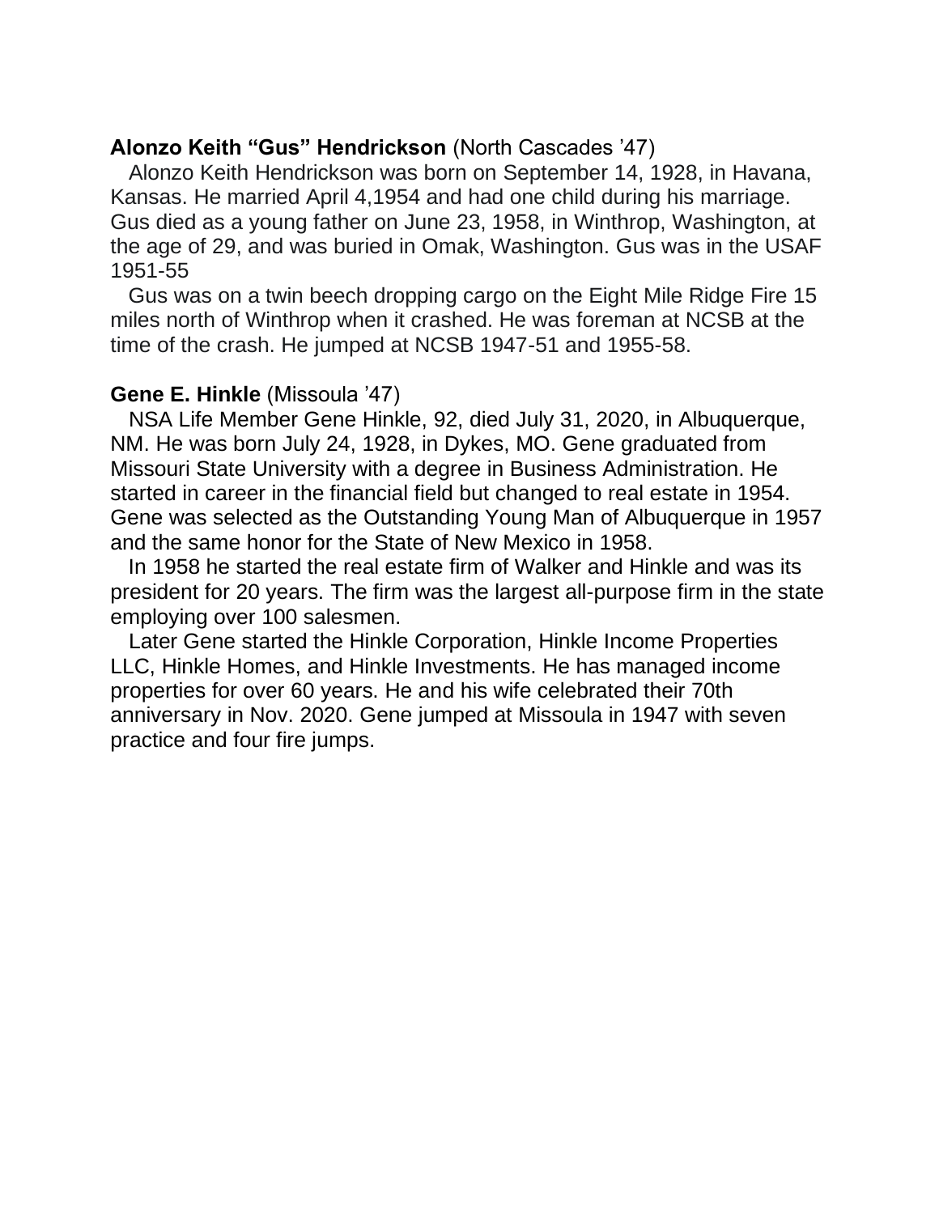**Alonzo Keith "Gus" Hendrickson** (North Cascades '47)

Alonzo Keith Hendrickson was born on September 14, 1928, in Havana, Kansas. He married April 4,1954 and had one child during his marriage. Gus died as a young father on June 23, 1958, in Winthrop, Washington, at the age of 29, and was buried in Omak, Washington. Gus was in the USAF 1951-55

Gus was on a twin beech dropping cargo on the Eight Mile Ridge Fire 15 miles north of Winthrop when it crashed. He was foreman at NCSB at the time of the crash. He jumped at NCSB 1947-51 and 1955-58.

**Gene E. Hinkle** (Missoula '47)

NSA Life Member Gene Hinkle, 92, died July 31, 2020, in Albuquerque, NM. He was born July 24, 1928, in Dykes, MO. Gene graduated from Missouri State University with a degree in Business Administration. He started in career in the financial field but changed to real estate in 1954. Gene was selected as the Outstanding Young Man of Albuquerque in 1957 and the same honor for the State of New Mexico in 1958.

In 1958 he started the real estate firm of Walker and Hinkle and was its president for 20 years. The firm was the largest all-purpose firm in the state employing over 100 salesmen.

Later Gene started the Hinkle Corporation, Hinkle Income Properties LLC, Hinkle Homes, and Hinkle Investments. He has managed income properties for over 60 years. He and his wife celebrated their 70th anniversary in Nov. 2020. Gene jumped at Missoula in 1947 with seven practice and four fire jumps.